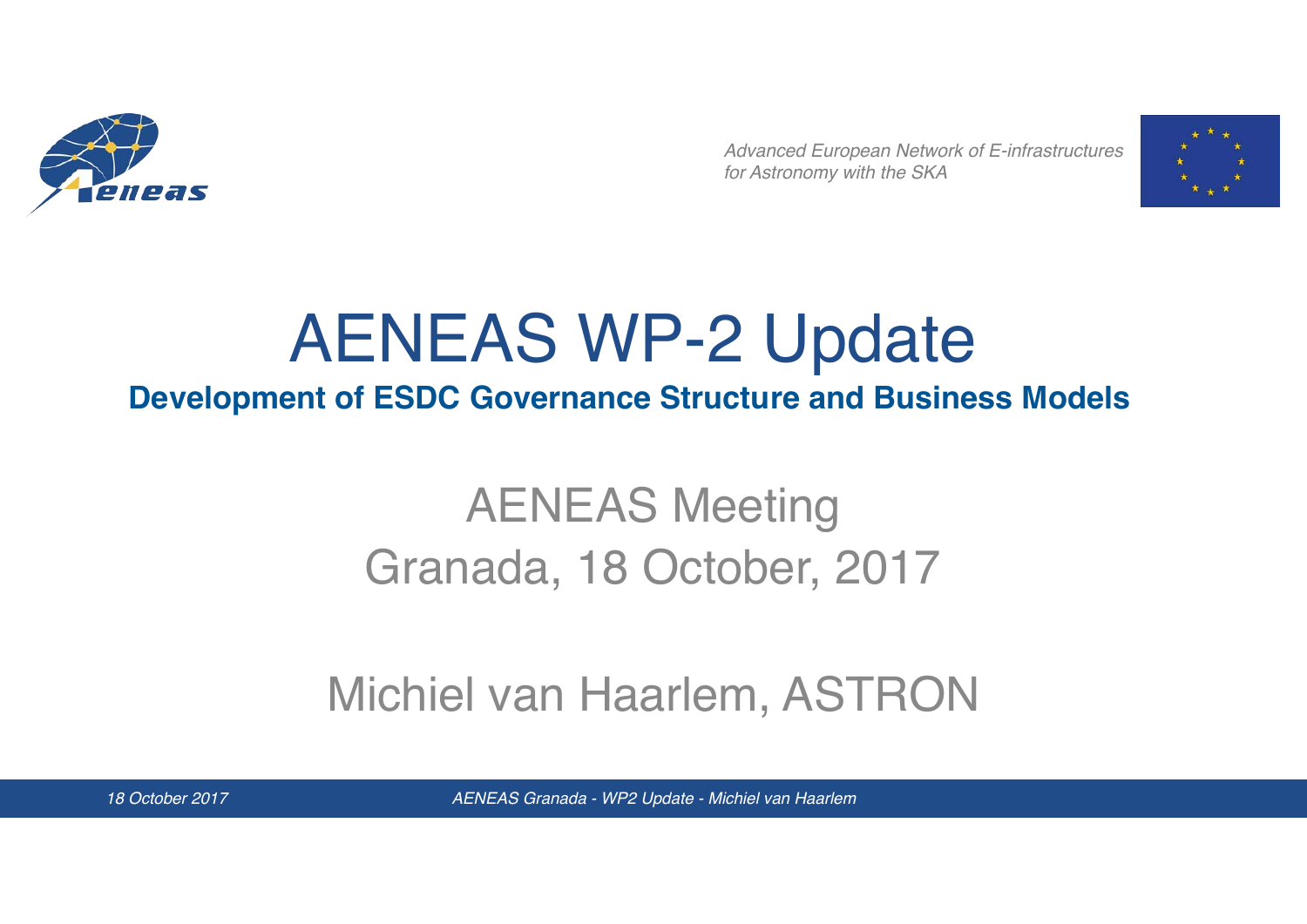*Advanced European Network of E-infrastructures for Astronomy with the SKA*

# AENEAS WP-2 Update

**Development of ESDC Governance Structure and Business Models**

AENEAS Meeting
Granada, 18 October, 2017

Michiel van Haarlem, ASTRON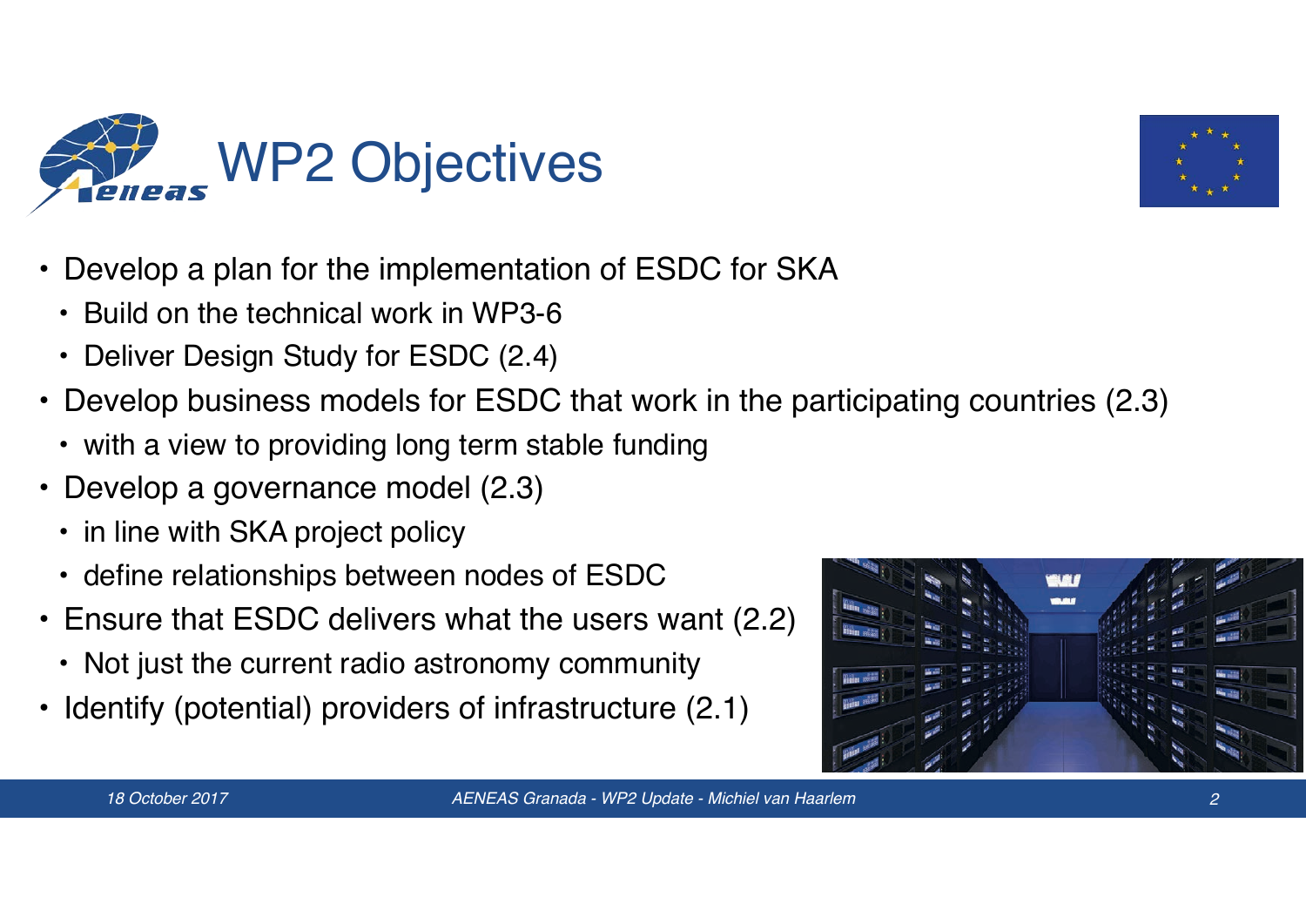# WP2 Objectives

- Develop a plan for the implementation of ESDC for SKA
  - Build on the technical work in WP3-6
  - Deliver Design Study for ESDC (2.4)
- Develop business models for ESDC that work in the participating countries (2.3)
  - with a view to providing long term stable funding
- Develop a governance model (2.3)
  - in line with SKA project policy
  - define relationships between nodes of ESDC
- Ensure that ESDC delivers what the users want (2.2)
  - Not just the current radio astronomy community
- Identify (potential) providers of infrastructure (2.1)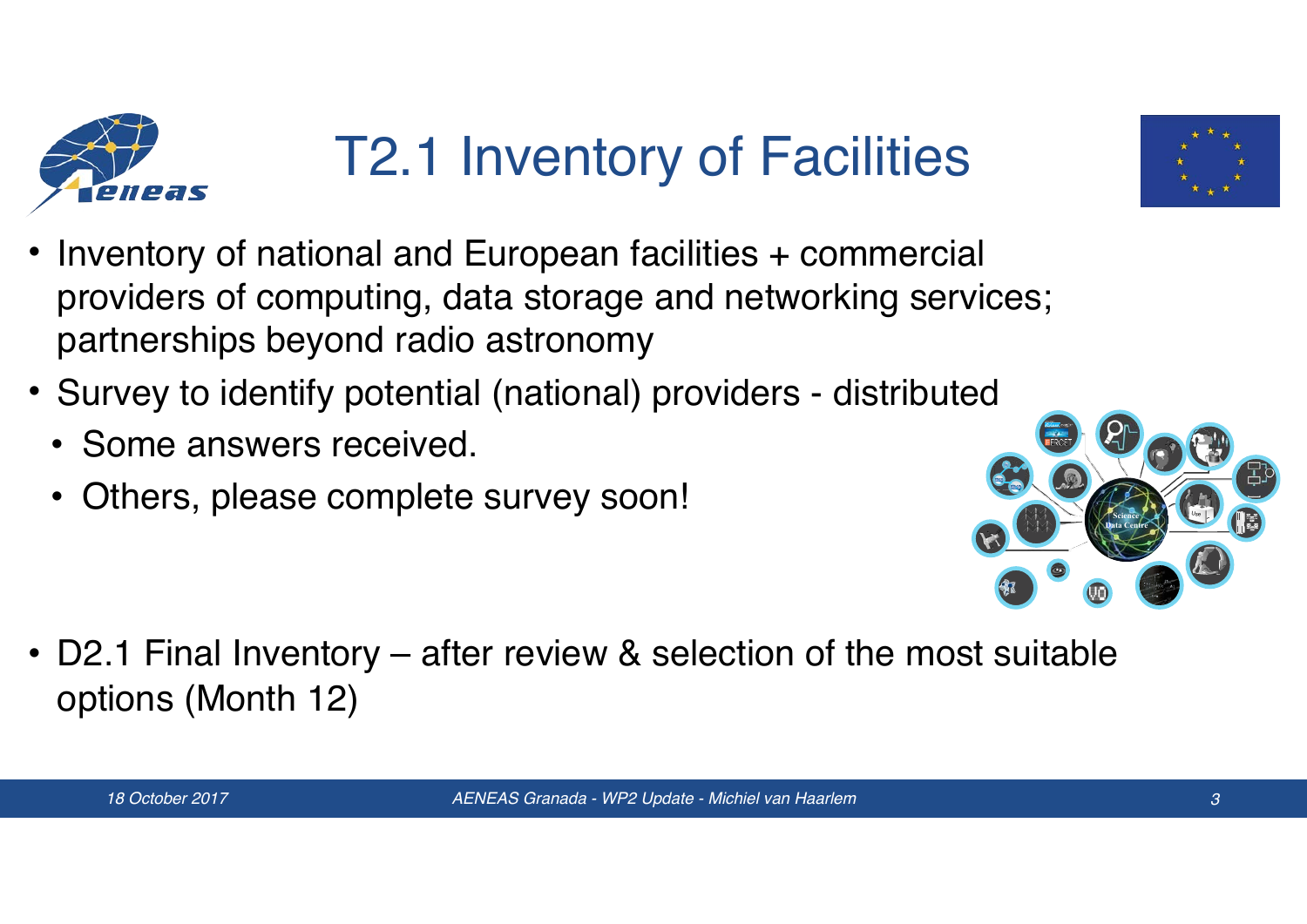# T2.1 Inventory of Facilities

- Inventory of national and European facilities + commercial providers of computing, data storage and networking services; partnerships beyond radio astronomy
- Survey to identify potential (national) providers - distributed
  - Some answers received.
  - Others, please complete survey soon!
- D2.1 Final Inventory – after review & selection of the most suitable options (Month 12)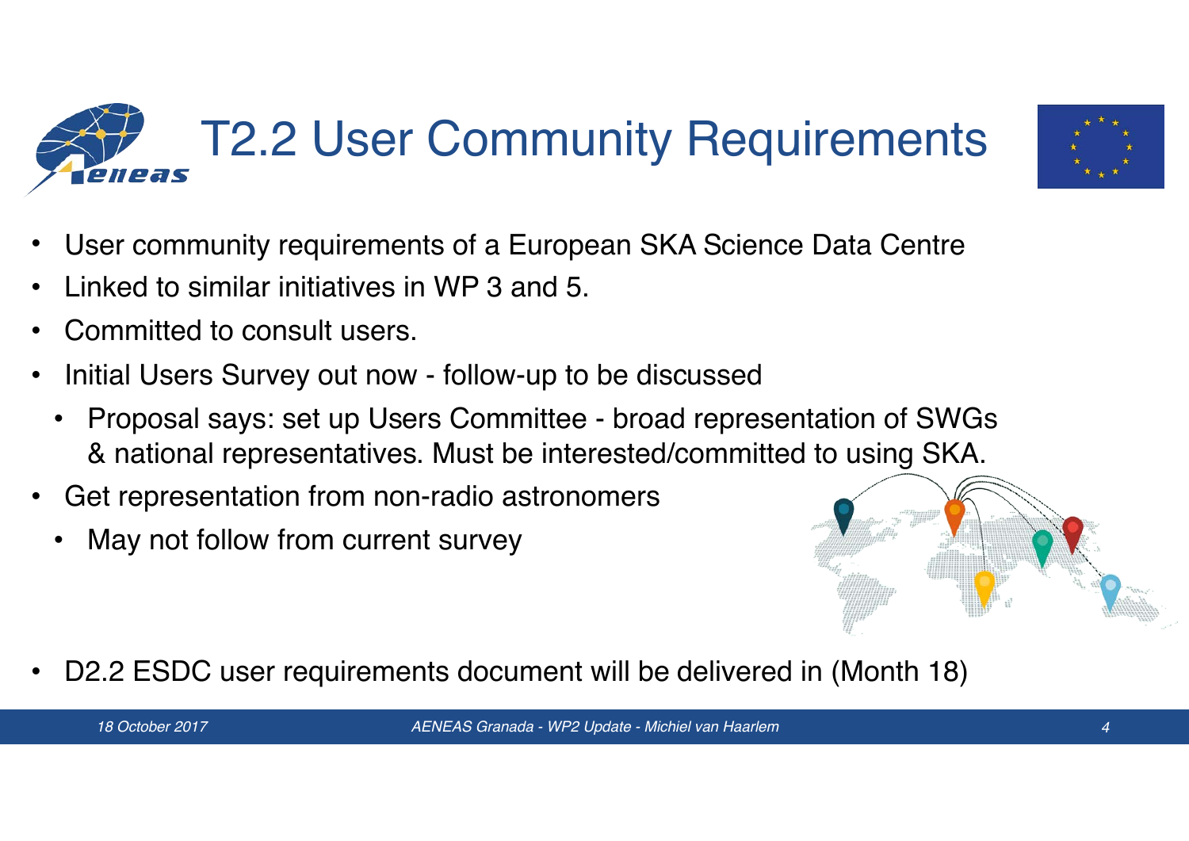# T2.2 User Community Requirements

- User community requirements of a European SKA Science Data Centre
- Linked to similar initiatives in WP 3 and 5.
- Committed to consult users.
- Initial Users Survey out now - follow-up to be discussed
  - Proposal says: set up Users Committee - broad representation of SWGs & national representatives. Must be interested/committed to using SKA.
- Get representation from non-radio astronomers
  - May not follow from current survey
- D2.2 ESDC user requirements document will be delivered in (Month 18)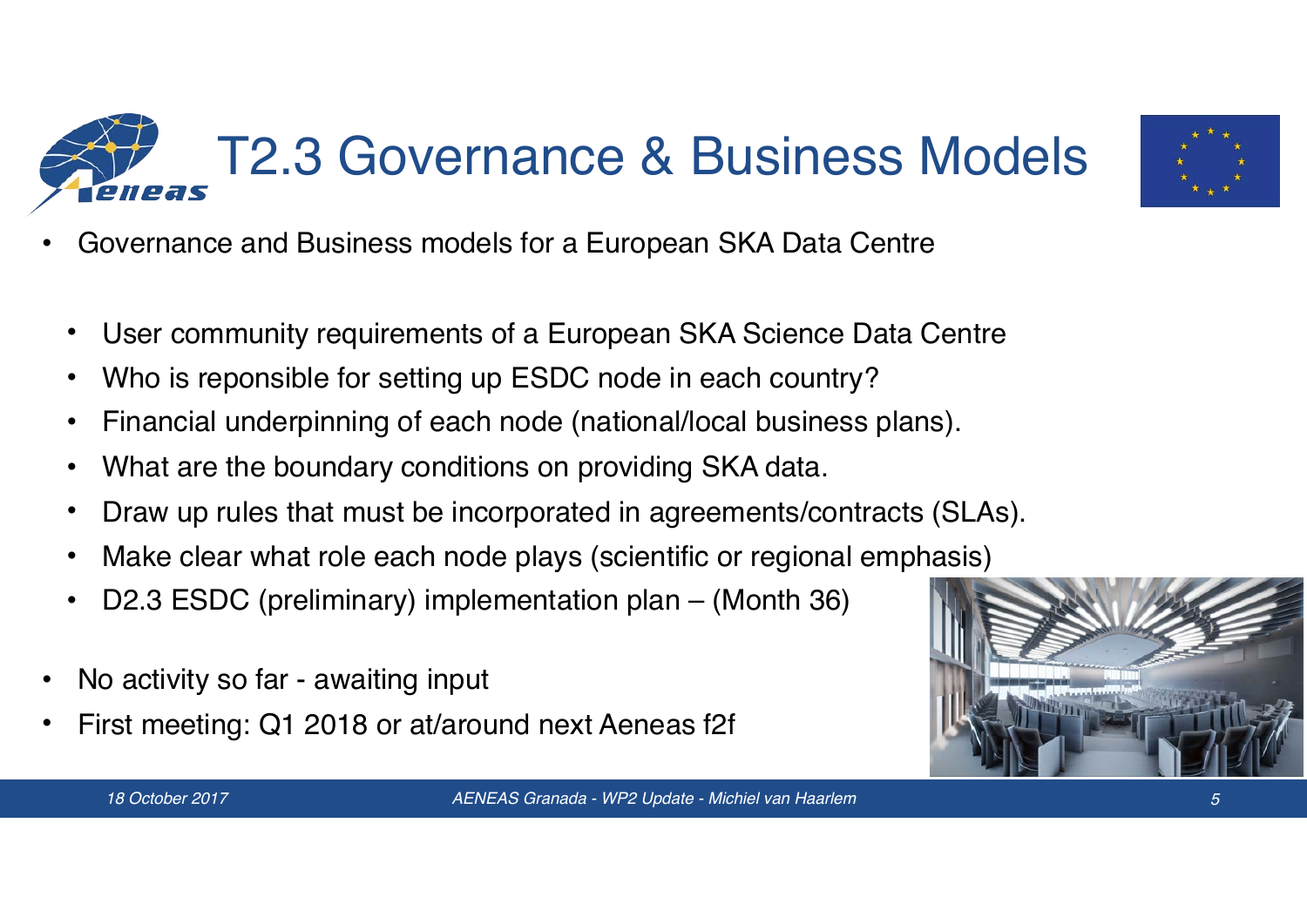# T2.3 Governance & Business Models

- Governance and Business models for a European SKA Data Centre
  - User community requirements of a European SKA Science Data Centre
  - Who is reponsible for setting up ESDC node in each country?
  - Financial underpinning of each node (national/local business plans).
  - What are the boundary conditions on providing SKA data.
  - Draw up rules that must be incorporated in agreements/contracts (SLAs).
  - Make clear what role each node plays (scientific or regional emphasis)
  - D2.3 ESDC (preliminary) implementation plan – (Month 36)
- No activity so far - awaiting input
- First meeting: Q1 2018 or at/around next Aeneas f2f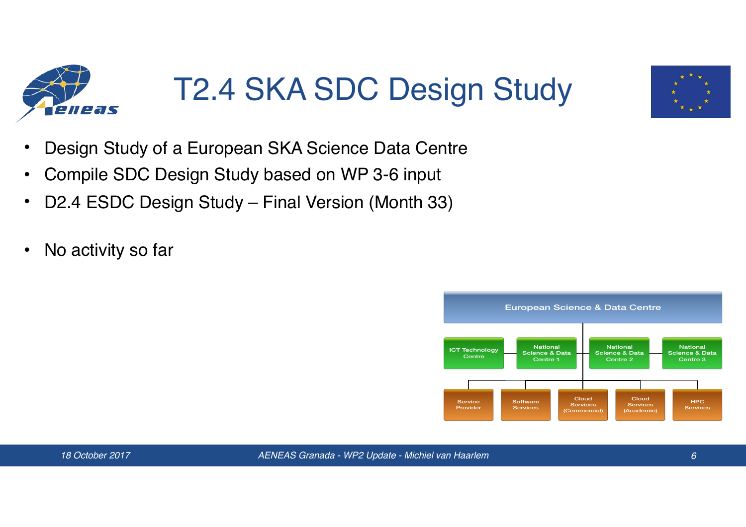# T2.4 SKA SDC Design Study

- Design Study of a European SKA Science Data Centre
- Compile SDC Design Study based on WP 3-6 input
- D2.4 ESDC Design Study – Final Version (Month 33)

- No activity so far

European Science & Data Centre

ICT Technology Centre

National Science & Data Centre 1

National Science & Data Centre 2

National Science & Data Centre 3

Service Provider

Software Services

Cloud Services (Commercial)

Cloud Services (Academic)

HPC Services